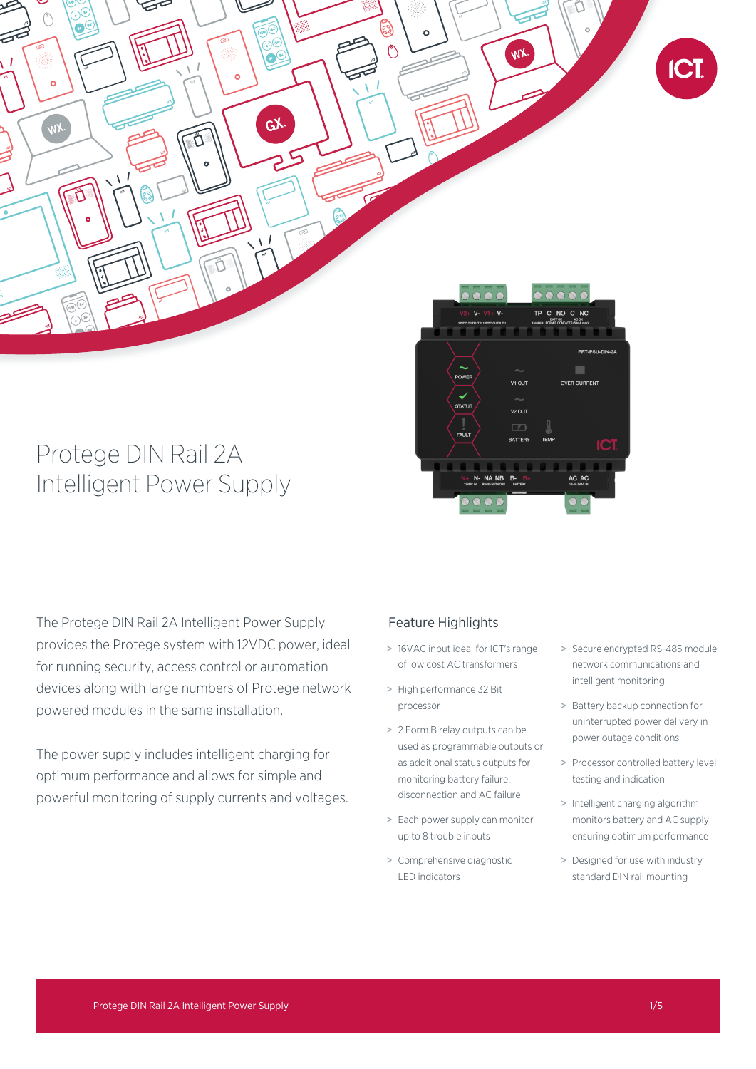# Protege DIN Rail 2A Intelligent Power Supply

The Protege DIN Rail 2A Intelligent Power Supply provides the Protege system with 12VDC power, ideal for running security, access control or automation devices along with large numbers of Protege network powered modules in the same installation.

The power supply includes intelligent charging for optimum performance and allows for simple and powerful monitoring of supply currents and voltages.

## Feature Highlights

- 16VAC input ideal for ICT's range of low cost AC transformers
- High performance 32 Bit processor
- 2 Form B relay outputs can be used as programmable outputs or as additional status outputs for monitoring battery failure, disconnection and AC failure
- Each power supply can monitor up to 8 trouble inputs
- Comprehensive diagnostic LED indicators
- Secure encrypted RS-485 module network communications and intelligent monitoring
- Battery backup connection for uninterrupted power delivery in power outage conditions
- Processor controlled battery level testing and indication
- Intelligent charging algorithm monitors battery and AC supply ensuring optimum performance
- Designed for use with industry standard DIN rail mounting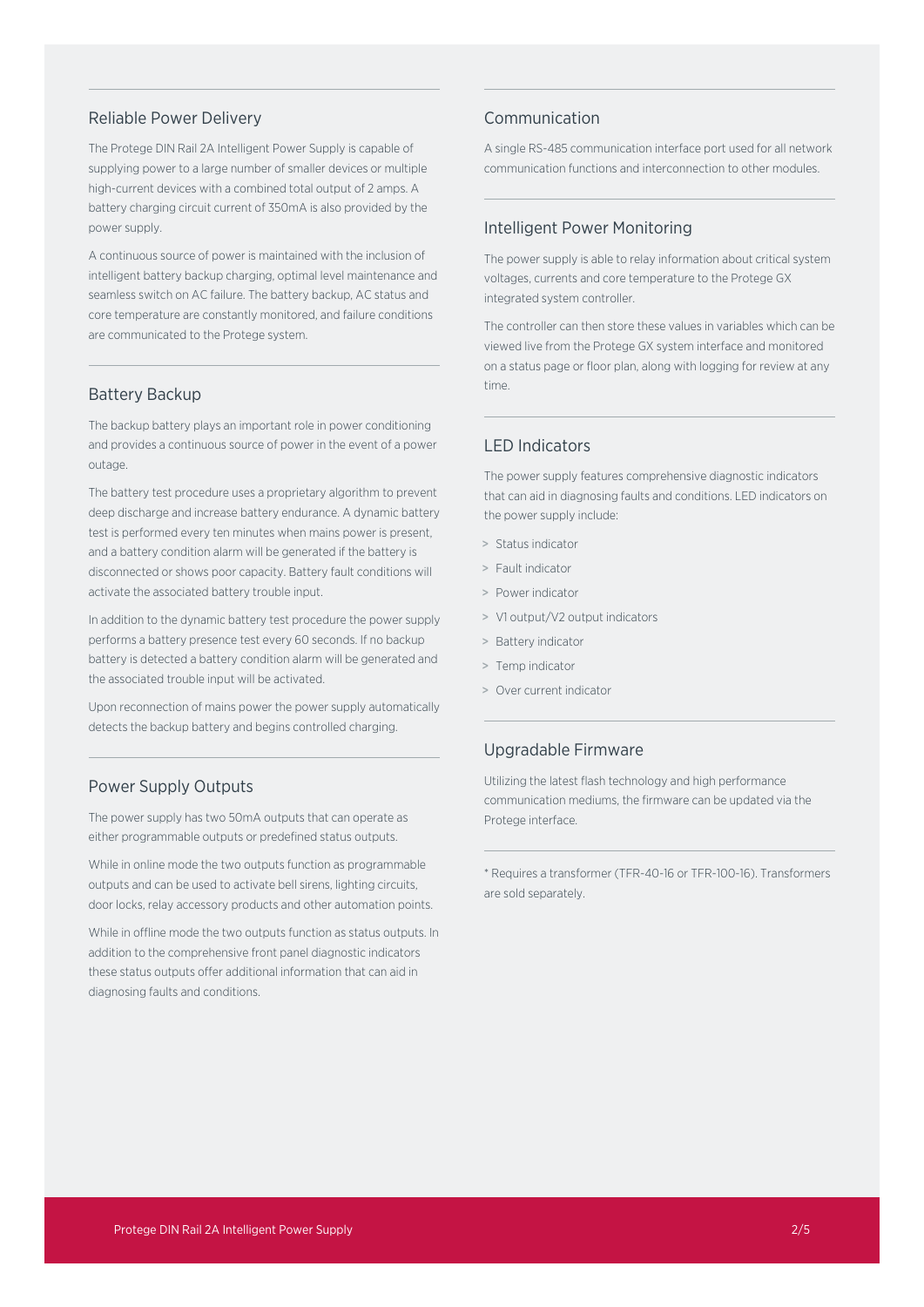## Reliable Power Delivery

The Protege DIN Rail 2A Intelligent Power Supply is capable of supplying power to a large number of smaller devices or multiple high-current devices with a combined total output of 2 amps. A battery charging circuit current of 350mA is also provided by the power supply.

A continuous source of power is maintained with the inclusion of intelligent battery backup charging, optimal level maintenance and seamless switch on AC failure. The battery backup, AC status and core temperature are constantly monitored, and failure conditions are communicated to the Protege system.

## Battery Backup

The backup battery plays an important role in power conditioning and provides a continuous source of power in the event of a power outage.

The battery test procedure uses a proprietary algorithm to prevent deep discharge and increase battery endurance. A dynamic battery test is performed every ten minutes when mains power is present, and a battery condition alarm will be generated if the battery is disconnected or shows poor capacity. Battery fault conditions will activate the associated battery trouble input.

In addition to the dynamic battery test procedure the power supply performs a battery presence test every 60 seconds. If no backup battery is detected a battery condition alarm will be generated and the associated trouble input will be activated.

Upon reconnection of mains power the power supply automatically detects the backup battery and begins controlled charging.

## Power Supply Outputs

The power supply has two 50mA outputs that can operate as either programmable outputs or predefined status outputs.

While in online mode the two outputs function as programmable outputs and can be used to activate bell sirens, lighting circuits, door locks, relay accessory products and other automation points.

While in offline mode the two outputs function as status outputs. In addition to the comprehensive front panel diagnostic indicators these status outputs offer additional information that can aid in diagnosing faults and conditions.

## Communication

A single RS-485 communication interface port used for all network communication functions and interconnection to other modules.

## Intelligent Power Monitoring

The power supply is able to relay information about critical system voltages, currents and core temperature to the Protege GX integrated system controller.

The controller can then store these values in variables which can be viewed live from the Protege GX system interface and monitored on a status page or floor plan, along with logging for review at any time.

## LED Indicators

The power supply features comprehensive diagnostic indicators that can aid in diagnosing faults and conditions. LED indicators on the power supply include:

- Status indicator
- Fault indicator
- Power indicator
- V1 output/V2 output indicators
- Battery indicator
- Temp indicator
- Over current indicator

## Upgradable Firmware

Utilizing the latest flash technology and high performance communication mediums, the firmware can be updated via the Protege interface.

* Requires a transformer (TFR-40-16 or TFR-100-16). Transformers are sold separately.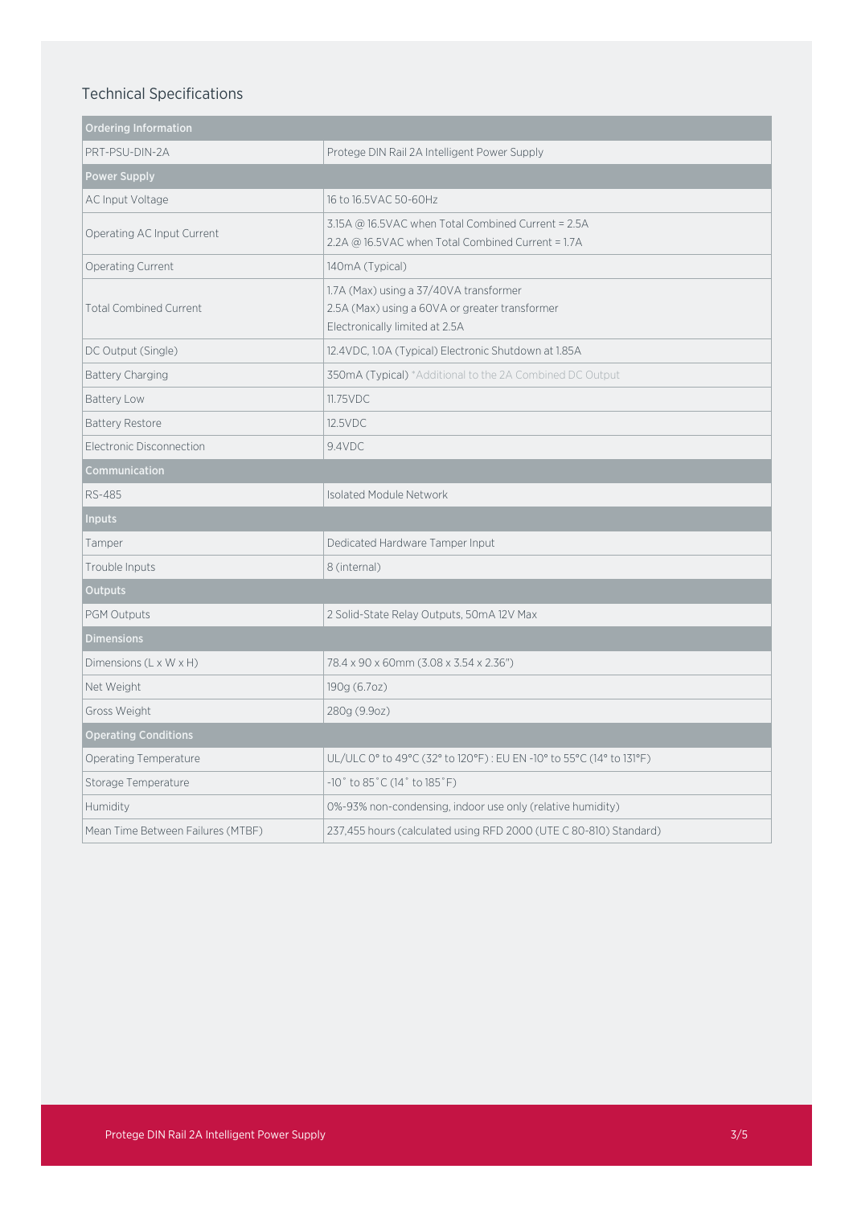## Technical Specifications

| Ordering Information | |
|---|---|
| PRT-PSU-DIN-2A | Protege DIN Rail 2A Intelligent Power Supply |
| **Power Supply** | |
| AC Input Voltage | 16 to 16.5VAC 50-60Hz |
| Operating AC Input Current | 3.15A @ 16.5VAC when Total Combined Current = 2.5A<br>2.2A @ 16.5VAC when Total Combined Current = 1.7A |
| Operating Current | 140mA (Typical) |
| Total Combined Current | 1.7A (Max) using a 37/40VA transformer<br>2.5A (Max) using a 60VA or greater transformer<br>Electronically limited at 2.5A |
| DC Output (Single) | 12.4VDC, 1.0A (Typical) Electronic Shutdown at 1.85A |
| Battery Charging | 350mA (Typical) *Additional to the 2A Combined DC Output |
| Battery Low | 11.75VDC |
| Battery Restore | 12.5VDC |
| Electronic Disconnection | 9.4VDC |
| **Communication** | |
| RS-485 | Isolated Module Network |
| **Inputs** | |
| Tamper | Dedicated Hardware Tamper Input |
| Trouble Inputs | 8 (internal) |
| **Outputs** | |
| PGM Outputs | 2 Solid-State Relay Outputs, 50mA 12V Max |
| **Dimensions** | |
| Dimensions (L x W x H) | 78.4 x 90 x 60mm (3.08 x 3.54 x 2.36") |
| Net Weight | 190g (6.7oz) |
| Gross Weight | 280g (9.9oz) |
| **Operating Conditions** | |
| Operating Temperature | UL/ULC 0° to 49°C (32° to 120°F) : EU EN -10° to 55°C (14° to 131°F) |
| Storage Temperature | -10˚ to 85˚C (14˚ to 185˚F) |
| Humidity | 0%-93% non-condensing, indoor use only (relative humidity) |
| Mean Time Between Failures (MTBF) | 237,455 hours (calculated using RFD 2000 (UTE C 80-810) Standard) |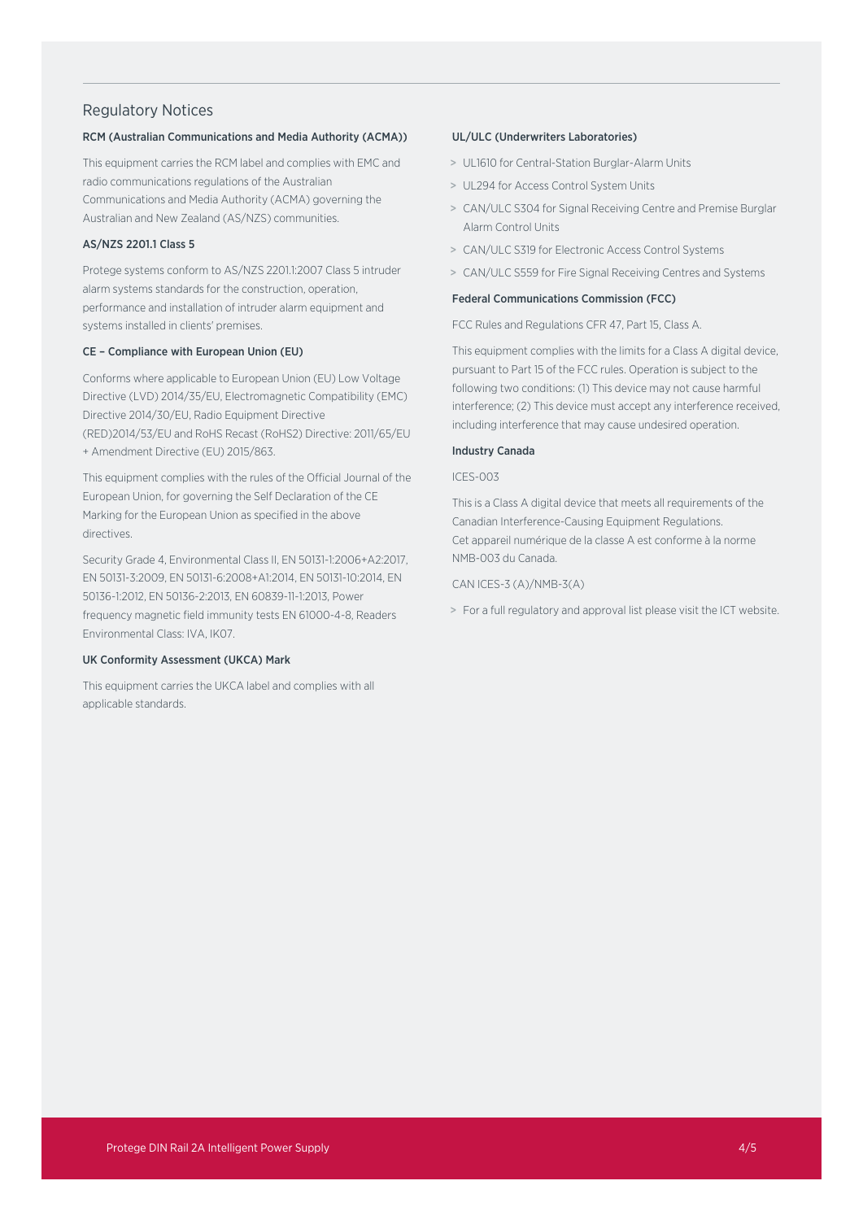## Regulatory Notices

### RCM (Australian Communications and Media Authority (ACMA))

This equipment carries the RCM label and complies with EMC and radio communications regulations of the Australian Communications and Media Authority (ACMA) governing the Australian and New Zealand (AS/NZS) communities.

### AS/NZS 2201.1 Class 5

Protege systems conform to AS/NZS 2201.1:2007 Class 5 intruder alarm systems standards for the construction, operation, performance and installation of intruder alarm equipment and systems installed in clients' premises.

### CE – Compliance with European Union (EU)

Conforms where applicable to European Union (EU) Low Voltage Directive (LVD) 2014/35/EU, Electromagnetic Compatibility (EMC) Directive 2014/30/EU, Radio Equipment Directive (RED)2014/53/EU and RoHS Recast (RoHS2) Directive: 2011/65/EU + Amendment Directive (EU) 2015/863.

This equipment complies with the rules of the Official Journal of the European Union, for governing the Self Declaration of the CE Marking for the European Union as specified in the above directives.

Security Grade 4, Environmental Class II, EN 50131-1:2006+A2:2017, EN 50131-3:2009, EN 50131-6:2008+A1:2014, EN 50131-10:2014, EN 50136-1:2012, EN 50136-2:2013, EN 60839-11-1:2013, Power frequency magnetic field immunity tests EN 61000-4-8, Readers Environmental Class: IVA, IK07.

### UK Conformity Assessment (UKCA) Mark

This equipment carries the UKCA label and complies with all applicable standards.

### UL/ULC (Underwriters Laboratories)

- UL1610 for Central-Station Burglar-Alarm Units
- UL294 for Access Control System Units
- CAN/ULC S304 for Signal Receiving Centre and Premise Burglar Alarm Control Units
- CAN/ULC S319 for Electronic Access Control Systems
- CAN/ULC S559 for Fire Signal Receiving Centres and Systems

### Federal Communications Commission (FCC)

FCC Rules and Regulations CFR 47, Part 15, Class A.

This equipment complies with the limits for a Class A digital device, pursuant to Part 15 of the FCC rules. Operation is subject to the following two conditions: (1) This device may not cause harmful interference; (2) This device must accept any interference received, including interference that may cause undesired operation.

### Industry Canada

ICES-003

This is a Class A digital device that meets all requirements of the Canadian Interference-Causing Equipment Regulations.
Cet appareil numérique de la classe A est conforme à la norme NMB-003 du Canada.

CAN ICES-3 (A)/NMB-3(A)

- For a full regulatory and approval list please visit the ICT website.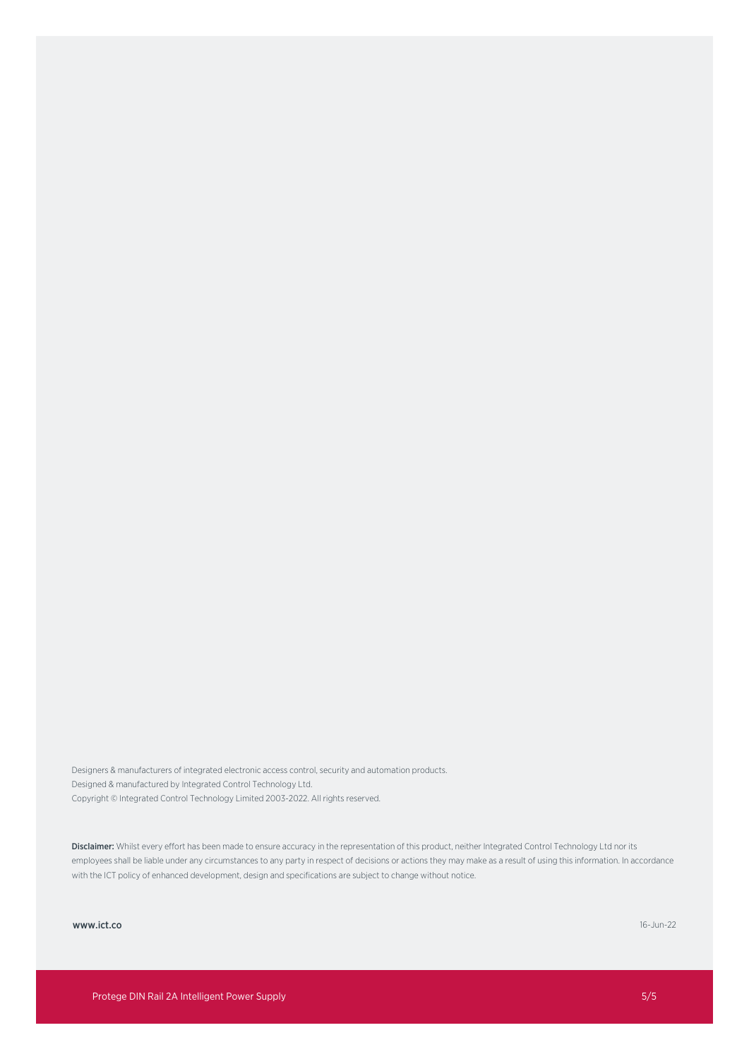Designers & manufacturers of integrated electronic access control, security and automation products.
Designed & manufactured by Integrated Control Technology Ltd.
Copyright © Integrated Control Technology Limited 2003-2022. All rights reserved.

**Disclaimer:** Whilst every effort has been made to ensure accuracy in the representation of this product, neither Integrated Control Technology Ltd nor its employees shall be liable under any circumstances to any party in respect of decisions or actions they may make as a result of using this information. In accordance with the ICT policy of enhanced development, design and specifications are subject to change without notice.

**www.ict.co**

16-Jun-22